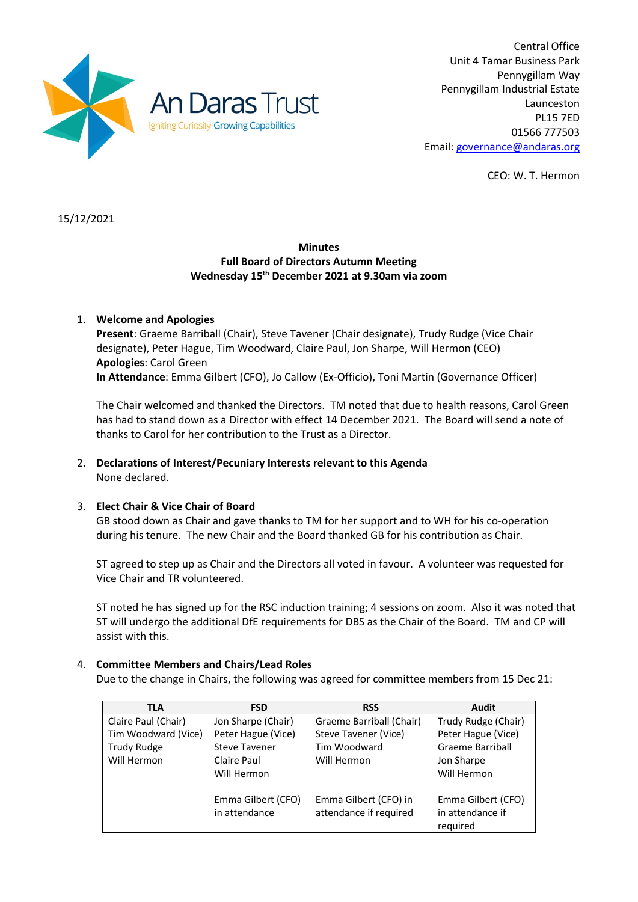**An Daras Trust**
Igniting Curiosity Growing Capabilities

Central Office
Unit 4 Tamar Business Park
Pennygillam Way
Pennygillam Industrial Estate
Launceston
PL15 7ED
01566 777503
Email: governance@andaras.org

CEO: W. T. Hermon

15/12/2021

**Minutes**
**Full Board of Directors Autumn Meeting**
**Wednesday 15th December 2021 at 9.30am via zoom**

1. **Welcome and Apologies**
   **Present**: Graeme Barriball (Chair), Steve Tavener (Chair designate), Trudy Rudge (Vice Chair designate), Peter Hague, Tim Woodward, Claire Paul, Jon Sharpe, Will Hermon (CEO)
   **Apologies**: Carol Green
   **In Attendance**: Emma Gilbert (CFO), Jo Callow (Ex-Officio), Toni Martin (Governance Officer)

   The Chair welcomed and thanked the Directors. TM noted that due to health reasons, Carol Green has had to stand down as a Director with effect 14 December 2021. The Board will send a note of thanks to Carol for her contribution to the Trust as a Director.

2. **Declarations of Interest/Pecuniary Interests relevant to this Agenda**
   None declared.

3. **Elect Chair & Vice Chair of Board**
   GB stood down as Chair and gave thanks to TM for her support and to WH for his co-operation during his tenure. The new Chair and the Board thanked GB for his contribution as Chair.

   ST agreed to step up as Chair and the Directors all voted in favour. A volunteer was requested for Vice Chair and TR volunteered.

   ST noted he has signed up for the RSC induction training; 4 sessions on zoom. Also it was noted that ST will undergo the additional DfE requirements for DBS as the Chair of the Board. TM and CP will assist with this.

4. **Committee Members and Chairs/Lead Roles**
   Due to the change in Chairs, the following was agreed for committee members from 15 Dec 21:

| TLA | FSD | RSS | Audit |
|---|---|---|---|
| Claire Paul (Chair)<br>Tim Woodward (Vice)<br>Trudy Rudge<br>Will Hermon | Jon Sharpe (Chair)<br>Peter Hague (Vice)<br>Steve Tavener<br>Claire Paul<br>Will Hermon<br><br>Emma Gilbert (CFO) in attendance | Graeme Barriball (Chair)<br>Steve Tavener (Vice)<br>Tim Woodward<br>Will Hermon<br><br>Emma Gilbert (CFO) in attendance if required | Trudy Rudge (Chair)<br>Peter Hague (Vice)<br>Graeme Barriball<br>Jon Sharpe<br>Will Hermon<br><br>Emma Gilbert (CFO) in attendance if required |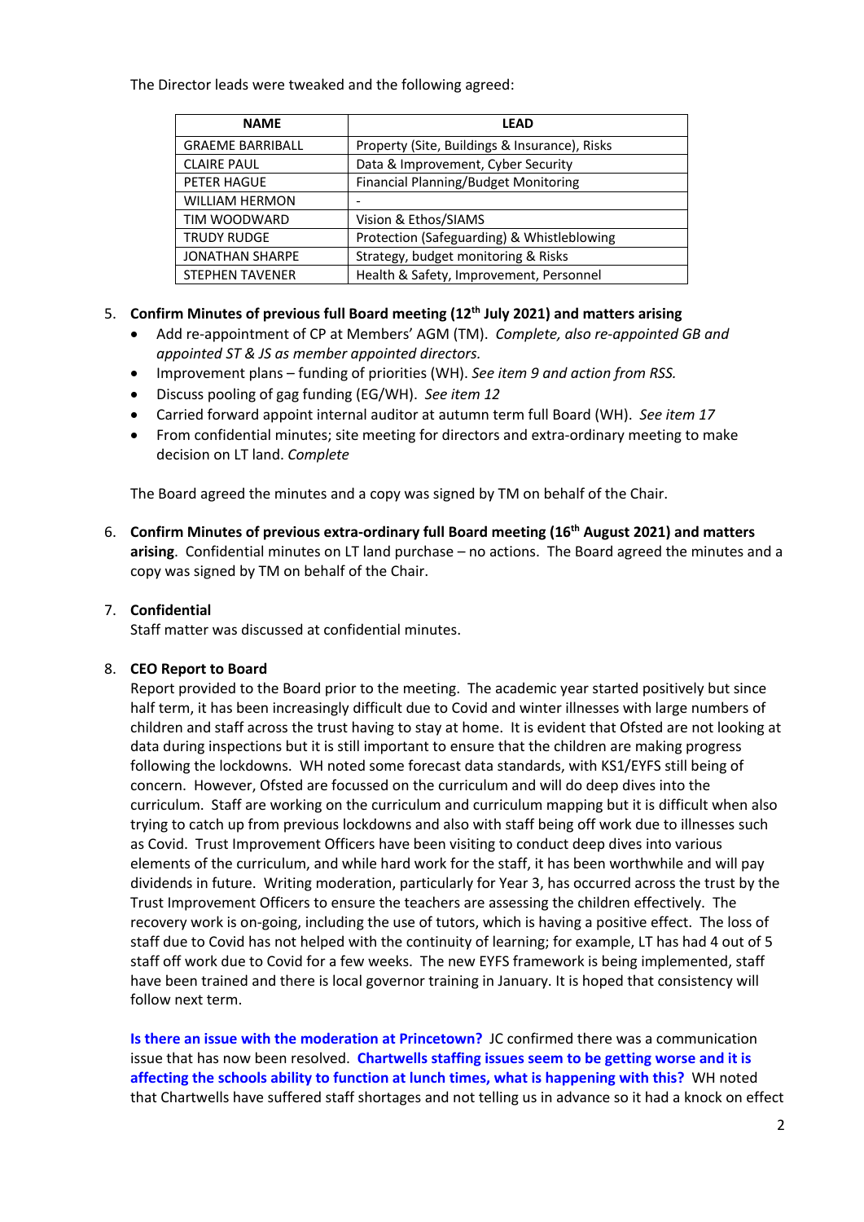The Director leads were tweaked and the following agreed:

| NAME | LEAD |
| --- | --- |
| GRAEME BARRIBALL | Property (Site, Buildings & Insurance), Risks |
| CLAIRE PAUL | Data & Improvement, Cyber Security |
| PETER HAGUE | Financial Planning/Budget Monitoring |
| WILLIAM HERMON | - |
| TIM WOODWARD | Vision & Ethos/SIAMS |
| TRUDY RUDGE | Protection (Safeguarding) & Whistleblowing |
| JONATHAN SHARPE | Strategy, budget monitoring & Risks |
| STEPHEN TAVENER | Health & Safety, Improvement, Personnel |

5. **Confirm Minutes of previous full Board meeting (12th July 2021) and matters arising**
   - Add re-appointment of CP at Members' AGM (TM). *Complete, also re-appointed GB and appointed ST & JS as member appointed directors.*
   - Improvement plans – funding of priorities (WH). *See item 9 and action from RSS.*
   - Discuss pooling of gag funding (EG/WH). *See item 12*
   - Carried forward appoint internal auditor at autumn term full Board (WH). *See item 17*
   - From confidential minutes; site meeting for directors and extra-ordinary meeting to make decision on LT land. *Complete*

   The Board agreed the minutes and a copy was signed by TM on behalf of the Chair.

6. **Confirm Minutes of previous extra-ordinary full Board meeting (16th August 2021) and matters arising**. Confidential minutes on LT land purchase – no actions. The Board agreed the minutes and a copy was signed by TM on behalf of the Chair.

7. **Confidential**
   Staff matter was discussed at confidential minutes.

8. **CEO Report to Board**
   Report provided to the Board prior to the meeting. The academic year started positively but since half term, it has been increasingly difficult due to Covid and winter illnesses with large numbers of children and staff across the trust having to stay at home. It is evident that Ofsted are not looking at data during inspections but it is still important to ensure that the children are making progress following the lockdowns. WH noted some forecast data standards, with KS1/EYFS still being of concern. However, Ofsted are focussed on the curriculum and will do deep dives into the curriculum. Staff are working on the curriculum and curriculum mapping but it is difficult when also trying to catch up from previous lockdowns and also with staff being off work due to illnesses such as Covid. Trust Improvement Officers have been visiting to conduct deep dives into various elements of the curriculum, and while hard work for the staff, it has been worthwhile and will pay dividends in future. Writing moderation, particularly for Year 3, has occurred across the trust by the Trust Improvement Officers to ensure the teachers are assessing the children effectively. The recovery work is on-going, including the use of tutors, which is having a positive effect. The loss of staff due to Covid has not helped with the continuity of learning; for example, LT has had 4 out of 5 staff off work due to Covid for a few weeks. The new EYFS framework is being implemented, staff have been trained and there is local governor training in January. It is hoped that consistency will follow next term.

   **Is there an issue with the moderation at Princetown?** JC confirmed there was a communication issue that has now been resolved. **Chartwells staffing issues seem to be getting worse and it is affecting the schools ability to function at lunch times, what is happening with this?** WH noted that Chartwells have suffered staff shortages and not telling us in advance so it had a knock on effect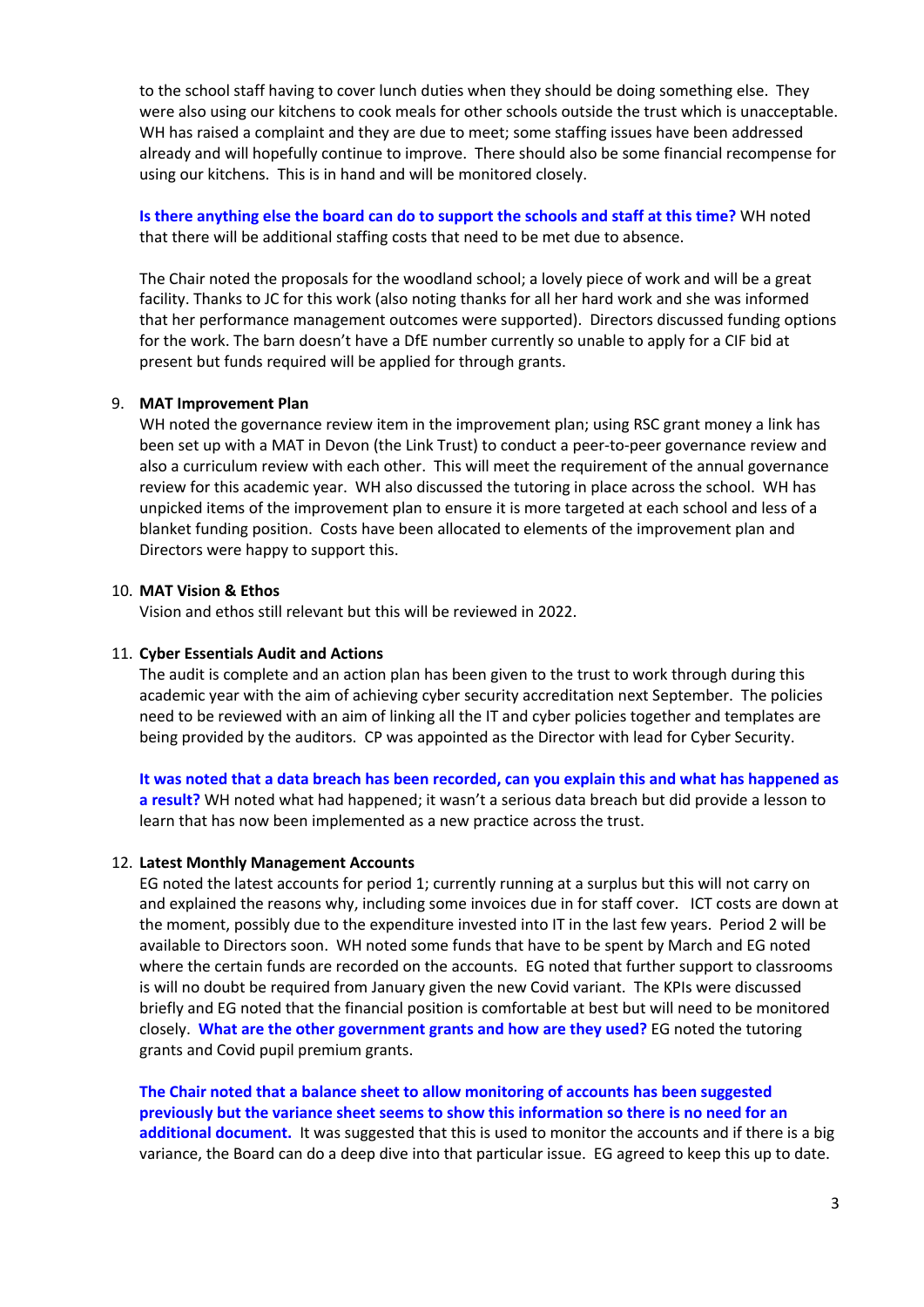to the school staff having to cover lunch duties when they should be doing something else. They were also using our kitchens to cook meals for other schools outside the trust which is unacceptable. WH has raised a complaint and they are due to meet; some staffing issues have been addressed already and will hopefully continue to improve. There should also be some financial recompense for using our kitchens. This is in hand and will be monitored closely.

**Is there anything else the board can do to support the schools and staff at this time?** WH noted that there will be additional staffing costs that need to be met due to absence.

The Chair noted the proposals for the woodland school; a lovely piece of work and will be a great facility. Thanks to JC for this work (also noting thanks for all her hard work and she was informed that her performance management outcomes were supported). Directors discussed funding options for the work. The barn doesn't have a DfE number currently so unable to apply for a CIF bid at present but funds required will be applied for through grants.

9. **MAT Improvement Plan**
   WH noted the governance review item in the improvement plan; using RSC grant money a link has been set up with a MAT in Devon (the Link Trust) to conduct a peer-to-peer governance review and also a curriculum review with each other. This will meet the requirement of the annual governance review for this academic year. WH also discussed the tutoring in place across the school. WH has unpicked items of the improvement plan to ensure it is more targeted at each school and less of a blanket funding position. Costs have been allocated to elements of the improvement plan and Directors were happy to support this.

10. **MAT Vision & Ethos**
    Vision and ethos still relevant but this will be reviewed in 2022.

11. **Cyber Essentials Audit and Actions**
    The audit is complete and an action plan has been given to the trust to work through during this academic year with the aim of achieving cyber security accreditation next September. The policies need to be reviewed with an aim of linking all the IT and cyber policies together and templates are being provided by the auditors. CP was appointed as the Director with lead for Cyber Security.

    **It was noted that a data breach has been recorded, can you explain this and what has happened as a result?** WH noted what had happened; it wasn't a serious data breach but did provide a lesson to learn that has now been implemented as a new practice across the trust.

12. **Latest Monthly Management Accounts**
    EG noted the latest accounts for period 1; currently running at a surplus but this will not carry on and explained the reasons why, including some invoices due in for staff cover. ICT costs are down at the moment, possibly due to the expenditure invested into IT in the last few years. Period 2 will be available to Directors soon. WH noted some funds that have to be spent by March and EG noted where the certain funds are recorded on the accounts. EG noted that further support to classrooms is will no doubt be required from January given the new Covid variant. The KPIs were discussed briefly and EG noted that the financial position is comfortable at best but will need to be monitored closely. **What are the other government grants and how are they used?** EG noted the tutoring grants and Covid pupil premium grants.

    **The Chair noted that a balance sheet to allow monitoring of accounts has been suggested previously but the variance sheet seems to show this information so there is no need for an additional document.** It was suggested that this is used to monitor the accounts and if there is a big variance, the Board can do a deep dive into that particular issue. EG agreed to keep this up to date.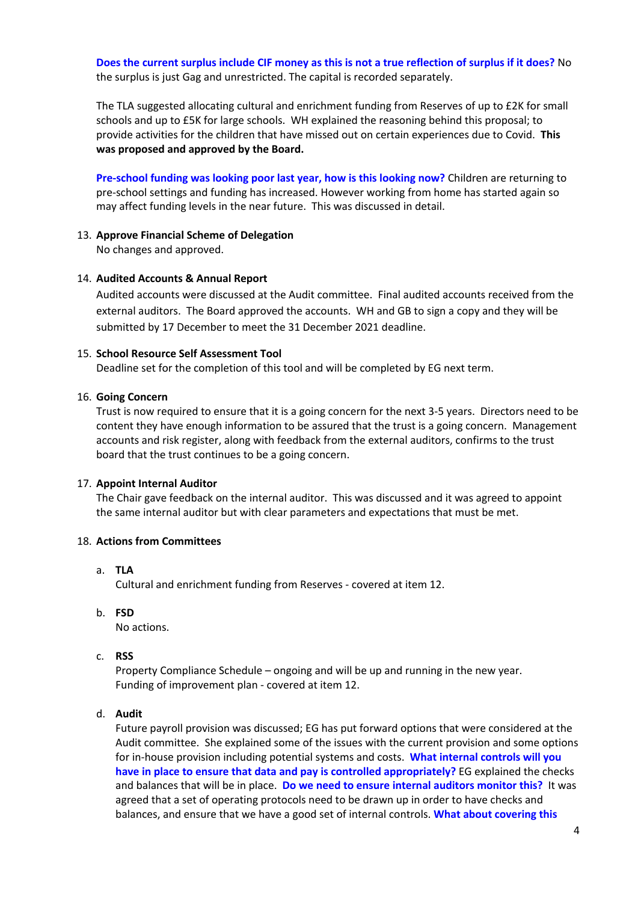**Does the current surplus include CIF money as this is not a true reflection of surplus if it does?** No the surplus is just Gag and unrestricted. The capital is recorded separately.

The TLA suggested allocating cultural and enrichment funding from Reserves of up to £2K for small schools and up to £5K for large schools. WH explained the reasoning behind this proposal; to provide activities for the children that have missed out on certain experiences due to Covid. **This was proposed and approved by the Board.**

**Pre-school funding was looking poor last year, how is this looking now?** Children are returning to pre-school settings and funding has increased. However working from home has started again so may affect funding levels in the near future. This was discussed in detail.

13. **Approve Financial Scheme of Delegation**
    No changes and approved.

14. **Audited Accounts & Annual Report**
    Audited accounts were discussed at the Audit committee. Final audited accounts received from the external auditors. The Board approved the accounts. WH and GB to sign a copy and they will be submitted by 17 December to meet the 31 December 2021 deadline.

15. **School Resource Self Assessment Tool**
    Deadline set for the completion of this tool and will be completed by EG next term.

16. **Going Concern**
    Trust is now required to ensure that it is a going concern for the next 3-5 years. Directors need to be content they have enough information to be assured that the trust is a going concern. Management accounts and risk register, along with feedback from the external auditors, confirms to the trust board that the trust continues to be a going concern.

17. **Appoint Internal Auditor**
    The Chair gave feedback on the internal auditor. This was discussed and it was agreed to appoint the same internal auditor but with clear parameters and expectations that must be met.

18. **Actions from Committees**

    a. **TLA**
    Cultural and enrichment funding from Reserves - covered at item 12.

    b. **FSD**
    No actions.

    c. **RSS**
    Property Compliance Schedule – ongoing and will be up and running in the new year.
    Funding of improvement plan - covered at item 12.

    d. **Audit**
    Future payroll provision was discussed; EG has put forward options that were considered at the Audit committee. She explained some of the issues with the current provision and some options for in-house provision including potential systems and costs. **What internal controls will you have in place to ensure that data and pay is controlled appropriately?** EG explained the checks and balances that will be in place. **Do we need to ensure internal auditors monitor this?** It was agreed that a set of operating protocols need to be drawn up in order to have checks and balances, and ensure that we have a good set of internal controls. **What about covering this**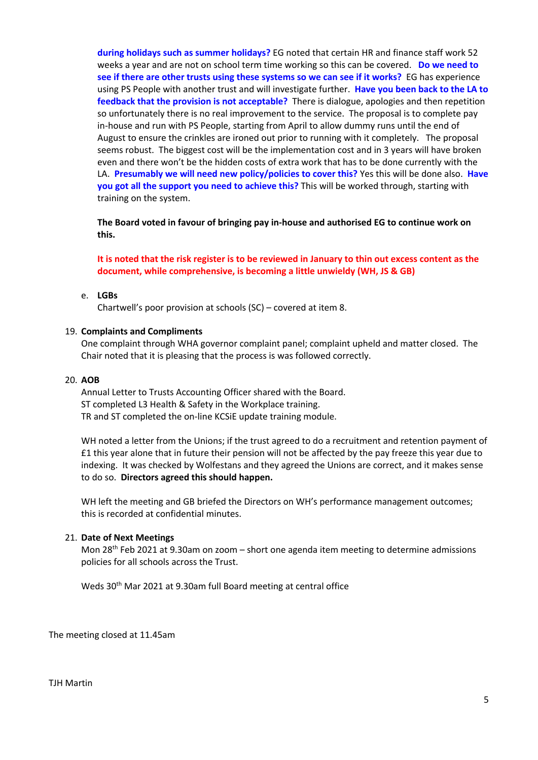**during holidays such as summer holidays?** EG noted that certain HR and finance staff work 52 weeks a year and are not on school term time working so this can be covered. **Do we need to see if there are other trusts using these systems so we can see if it works?** EG has experience using PS People with another trust and will investigate further. **Have you been back to the LA to feedback that the provision is not acceptable?** There is dialogue, apologies and then repetition so unfortunately there is no real improvement to the service. The proposal is to complete pay in-house and run with PS People, starting from April to allow dummy runs until the end of August to ensure the crinkles are ironed out prior to running with it completely. The proposal seems robust. The biggest cost will be the implementation cost and in 3 years will have broken even and there won't be the hidden costs of extra work that has to be done currently with the LA. **Presumably we will need new policy/policies to cover this?** Yes this will be done also. **Have you got all the support you need to achieve this?** This will be worked through, starting with training on the system.

**The Board voted in favour of bringing pay in-house and authorised EG to continue work on this.**

**It is noted that the risk register is to be reviewed in January to thin out excess content as the document, while comprehensive, is becoming a little unwieldy (WH, JS & GB)**

e. **LGBs**
   Chartwell's poor provision at schools (SC) – covered at item 8.

19. **Complaints and Compliments**
    One complaint through WHA governor complaint panel; complaint upheld and matter closed. The Chair noted that it is pleasing that the process is was followed correctly.

20. **AOB**
    Annual Letter to Trusts Accounting Officer shared with the Board.
    ST completed L3 Health & Safety in the Workplace training.
    TR and ST completed the on-line KCSiE update training module.

    WH noted a letter from the Unions; if the trust agreed to do a recruitment and retention payment of £1 this year alone that in future their pension will not be affected by the pay freeze this year due to indexing. It was checked by Wolfestans and they agreed the Unions are correct, and it makes sense to do so. **Directors agreed this should happen.**

    WH left the meeting and GB briefed the Directors on WH's performance management outcomes; this is recorded at confidential minutes.

21. **Date of Next Meetings**
    Mon 28th Feb 2021 at 9.30am on zoom – short one agenda item meeting to determine admissions policies for all schools across the Trust.

    Weds 30th Mar 2021 at 9.30am full Board meeting at central office

The meeting closed at 11.45am

TJH Martin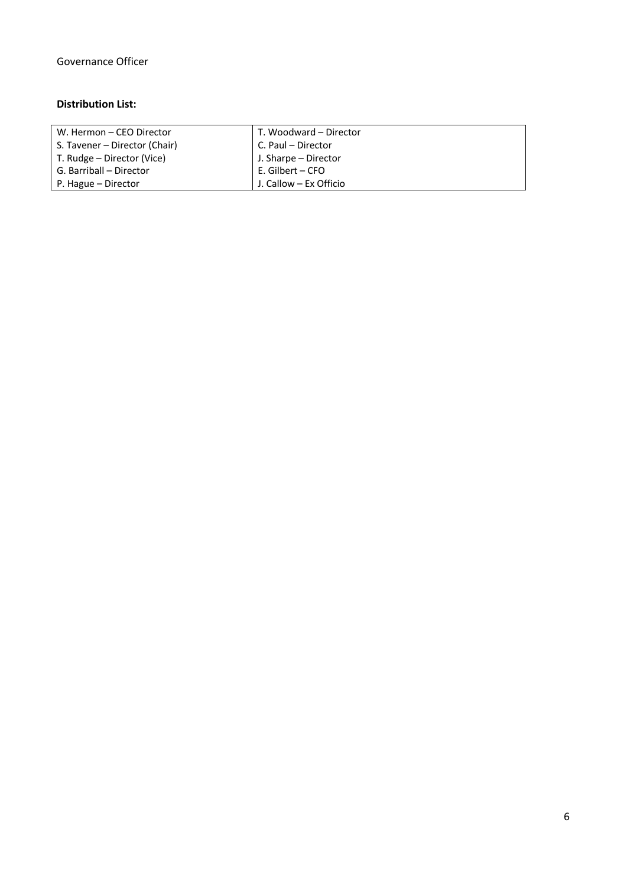Governance Officer

**Distribution List:**

| | |
|---|---|
| W. Hermon – CEO Director | T. Woodward – Director |
| S. Tavener – Director (Chair) | C. Paul – Director |
| T. Rudge – Director (Vice) | J. Sharpe – Director |
| G. Barriball – Director | E. Gilbert – CFO |
| P. Hague – Director | J. Callow – Ex Officio |